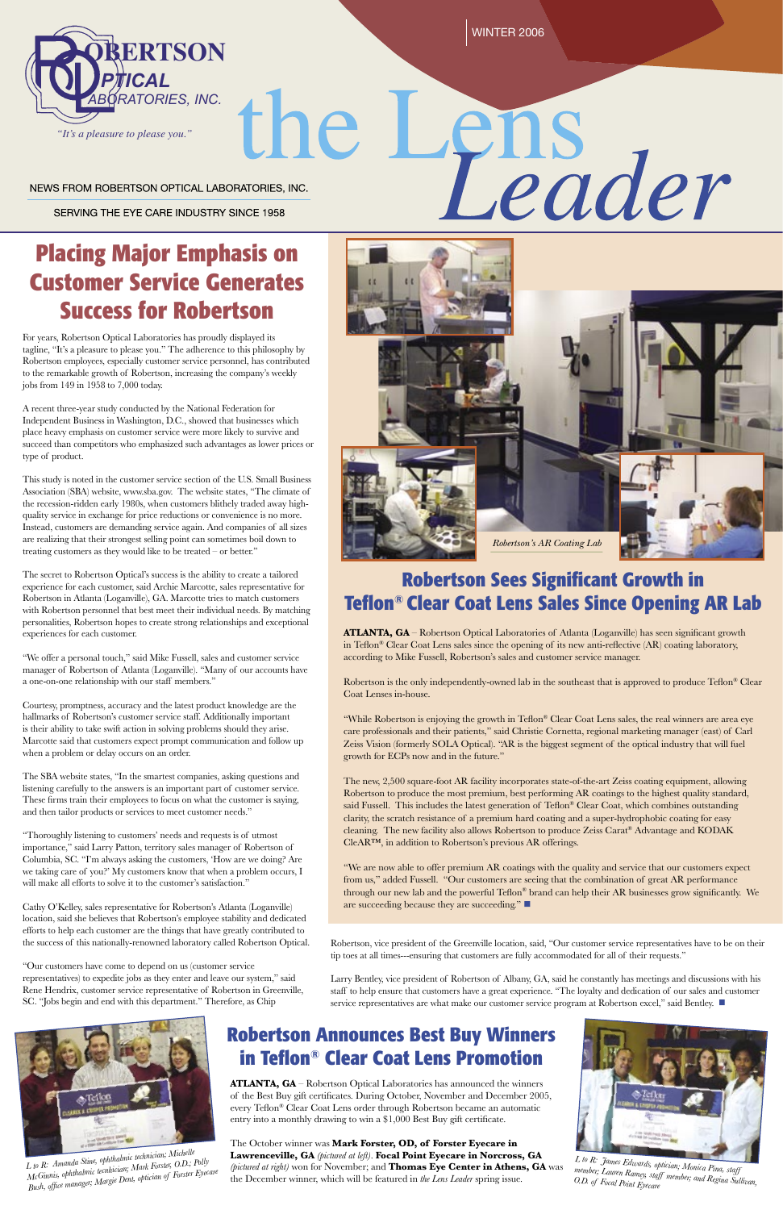ROBERTSON OPTICAL LABORATORIES, INC.

*"It's a pleasure to please you."*

WINTER 2006

# the Lens *Leader*

NEWS FROM ROBERTSON OPTICAL LABORATORIES, INC.

SERVING THE EYE CARE INDUSTRY SINCE 1958

## Placing Major Emphasis on Customer Service Generates Success for Robertson

For years, Robertson Optical Laboratories has proudly displayed its tagline, "It's a pleasure to please you." The adherence to this philosophy by Robertson employees, especially customer service personnel, has contributed to the remarkable growth of Robertson, increasing the company's weekly jobs from 149 in 1958 to 7,000 today.

A recent three-year study conducted by the National Federation for Independent Business in Washington, D.C., showed that businesses which place heavy emphasis on customer service were more likely to survive and succeed than competitors who emphasized such advantages as lower prices or type of product.

This study is noted in the customer service section of the U.S. Small Business Association (SBA) website, www.sba.gov. The website states, "The climate of the recession-ridden early 1980s, when customers blithely traded away high-quality service in exchange for price reductions or convenience is no more. Instead, customers are demanding service again. And companies of all sizes are realizing that their strongest selling point can sometimes boil down to treating customers as they would like to be treated – or better."

The secret to Robertson Optical's success is the ability to create a tailored experience for each customer, said Archie Marcotte, sales representative for Robertson in Atlanta (Loganville), GA. Marcotte tries to match customers with Robertson personnel that best meet their individual needs. By matching personalities, Robertson hopes to create strong relationships and exceptional experiences for each customer.

"We offer a personal touch," said Mike Fussell, sales and customer service manager of Robertson of Atlanta (Loganville). "Many of our accounts have a one-on-one relationship with our staff members."

Courtesy, promptness, accuracy and the latest product knowledge are the hallmarks of Robertson's customer service staff. Additionally important is their ability to take swift action in solving problems should they arise. Marcotte said that customers expect prompt communication and follow up when a problem or delay occurs on an order.

The SBA website states, "In the smartest companies, asking questions and listening carefully to the answers is an important part of customer service. These firms train their employees to focus on what the customer is saying, and then tailor products or services to meet customer needs."

"Thoroughly listening to customers' needs and requests is of utmost importance," said Larry Patton, territory sales manager of Robertson of Columbia, SC. "I'm always asking the customers, 'How are we doing? Are we taking care of you?' My customers know that when a problem occurs, I will make all efforts to solve it to the customer's satisfaction."

Cathy O'Kelley, sales representative for Robertson's Atlanta (Loganville) location, said she believes that Robertson's employee stability and dedicated efforts to help each customer are the things that have greatly contributed to the success of this nationally-renowned laboratory called Robertson Optical.

"Our customers have come to depend on us (customer service representatives) to expedite jobs as they enter and leave our system," said Rene Hendrix, customer service representative of Robertson in Greenville, SC. "Jobs begin and end with this department." Therefore, as Chip Robertson, vice president of the Greenville location, said, "Our customer service representatives have to be on their tip toes at all times---ensuring that customers are fully accommodated for all of their requests."

Larry Bentley, vice president of Robertson of Albany, GA, said he constantly has meetings and discussions with his staff to help ensure that customers have a great experience. "The loyalty and dedication of our sales and customer service representatives are what make our customer service program at Robertson excel," said Bentley. ■

*Robertson's AR Coating Lab*

## Robertson Sees Significant Growth in Teflon® Clear Coat Lens Sales Since Opening AR Lab

**ATLANTA, GA** – Robertson Optical Laboratories of Atlanta (Loganville) has seen significant growth in Teflon® Clear Coat Lens sales since the opening of its new anti-reflective (AR) coating laboratory, according to Mike Fussell, Robertson's sales and customer service manager.

Robertson is the only independently-owned lab in the southeast that is approved to produce Teflon® Clear Coat Lenses in-house.

"While Robertson is enjoying the growth in Teflon® Clear Coat Lens sales, the real winners are area eye care professionals and their patients," said Christie Cornetta, regional marketing manager (east) of Carl Zeiss Vision (formerly SOLA Optical). "AR is the biggest segment of the optical industry that will fuel growth for ECPs now and in the future."

The new, 2,500 square-foot AR facility incorporates state-of-the-art Zeiss coating equipment, allowing Robertson to produce the most premium, best performing AR coatings to the highest quality standard, said Fussell. This includes the latest generation of Teflon® Clear Coat, which combines outstanding clarity, the scratch resistance of a premium hard coating and a super-hydrophobic coating for easy cleaning. The new facility also allows Robertson to produce Zeiss Carat® Advantage and KODAK CleAR™, in addition to Robertson's previous AR offerings.

"We are now able to offer premium AR coatings with the quality and service that our customers expect from us," added Fussell. "Our customers are seeing that the combination of great AR performance through our new lab and the powerful Teflon® brand can help their AR businesses grow significantly. We are succeeding because they are succeeding." ■

## Robertson Announces Best Buy Winners in Teflon® Clear Coat Lens Promotion

**ATLANTA, GA** – Robertson Optical Laboratories has announced the winners of the Best Buy gift certificates. During October, November and December 2005, every Teflon® Clear Coat Lens order through Robertson became an automatic entry into a monthly drawing to win a $1,000 Best Buy gift certificate.

The October winner was **Mark Forster, OD, of Forster Eyecare in Lawrenceville, GA** *(pictured at left)*. **Focal Point Eyecare in Norcross, GA** *(pictured at right)* won for November; and **Thomas Eye Center in Athens, GA** was the December winner, which will be featured in *the Lens Leader* spring issue.

*L to R: Amanda Stine, ophthalmic technician; Michelle McGinnis, ophthalmic technician; Mark Forster, O.D.; Polly Bush, office manager; Margie Dent, optician of Forster Eyecare*

*L to R: James Edwards, optician; Monica Pina, staff member; Lauren Ramey, staff member; and Regina Sullivan, O.D. of Focal Point Eyecare*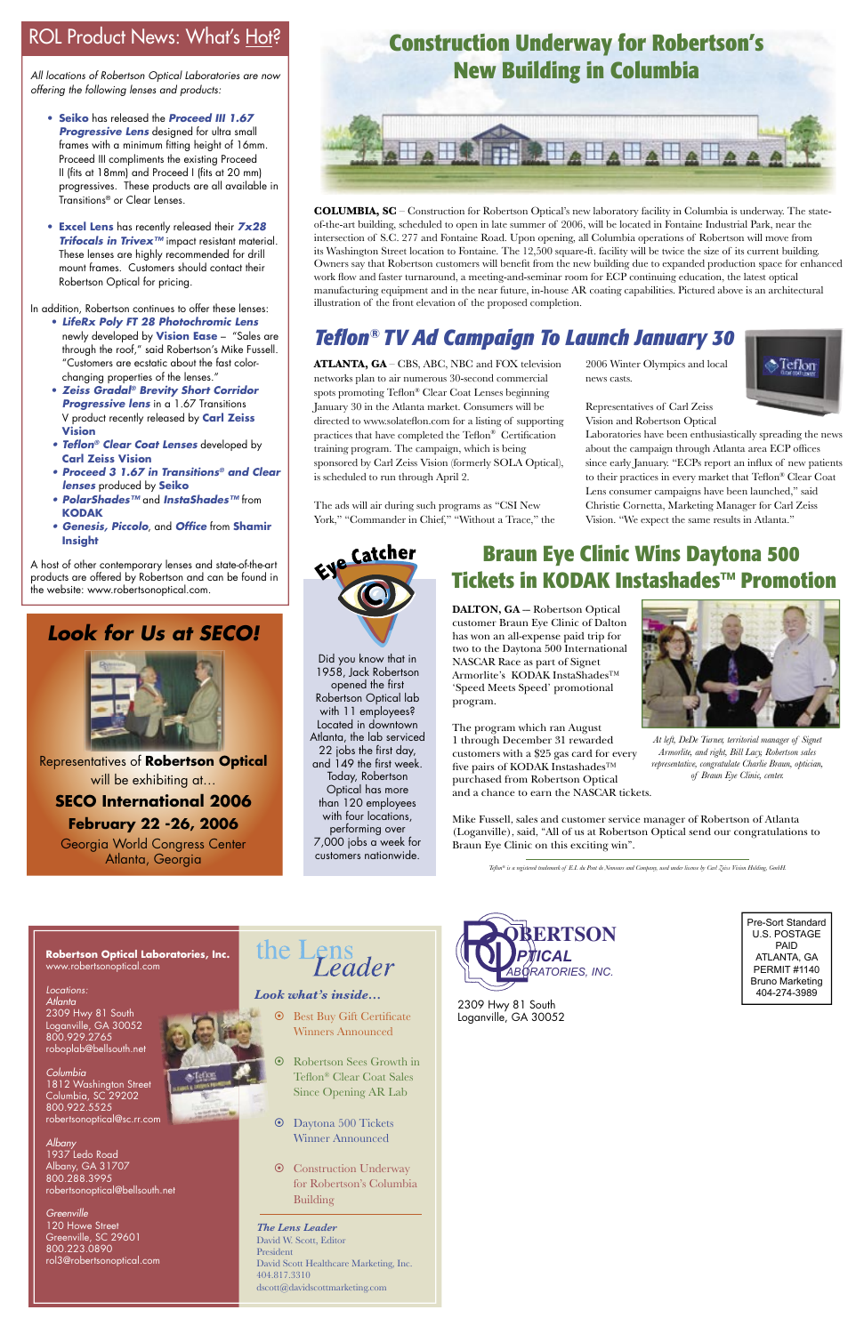## ROL Product News: What's Hot?

*All locations of Robertson Optical Laboratories are now offering the following lenses and products:*

- **Seiko** has released the ***Proceed III 1.67 Progressive Lens*** designed for ultra small frames with a minimum fitting height of 16mm. Proceed III compliments the existing Proceed II (fits at 18mm) and Proceed I (fits at 20 mm) progressives. These products are all available in Transitions® or Clear Lenses.

- **Excel Lens** has recently released their ***7x28 Trifocals in Trivex™*** impact resistant material. These lenses are highly recommended for drill mount frames. Customers should contact their Robertson Optical for pricing.

In addition, Robertson continues to offer these lenses:

- ***LifeRx Poly FT 28 Photochromic Lens*** newly developed by **Vision Ease** – "Sales are through the roof," said Robertson's Mike Fussell. "Customers are ecstatic about the fast color-changing properties of the lenses."
- ***Zeiss Gradal® Brevity Short Corridor Progressive lens*** in a 1.67 Transitions V product recently released by **Carl Zeiss Vision**
- ***Teflon® Clear Coat Lenses*** developed by **Carl Zeiss Vision**
- ***Proceed 3 1.67 in Transitions® and Clear lenses*** produced by **Seiko**
- ***PolarShades™*** and ***InstaShades™*** from **KODAK**
- ***Genesis, Piccolo,*** and ***Office*** from **Shamir Insight**

A host of other contemporary lenses and state-of-the-art products are offered by Robertson and can be found in the website: www.robertsonoptical.com.

## Look for Us at SECO!

Representatives of **Robertson Optical** will be exhibiting at...

**SECO International 2006**

**February 22 -26, 2006**

Georgia World Congress Center
Atlanta, Georgia

## Construction Underway for Robertson's New Building in Columbia

**COLUMBIA, SC** – Construction for Robertson Optical's new laboratory facility in Columbia is underway. The state-of-the-art building, scheduled to open in late summer of 2006, will be located in Fontaine Industrial Park, near the intersection of S.C. 277 and Fontaine Road. Upon opening, all Columbia operations of Robertson will move from its Washington Street location to Fontaine. The 12,500 square-ft. facility will be twice the size of its current building. Owners say that Robertson customers will benefit from the new building due to expanded production space for enhanced work flow and faster turnaround, a meeting-and-seminar room for ECP continuing education, the latest optical manufacturing equipment and in the near future, in-house AR coating capabilities. Pictured above is an architectural illustration of the front elevation of the proposed completion.

## Teflon® TV Ad Campaign To Launch January 30

**ATLANTA, GA** – CBS, ABC, NBC and FOX television networks plan to air numerous 30-second commercial spots promoting Teflon® Clear Coat Lenses beginning January 30 in the Atlanta market. Consumers will be directed to www.solateflon.com for a listing of supporting practices that have completed the Teflon® Certification training program. The campaign, which is being sponsored by Carl Zeiss Vision (formerly SOLA Optical), is scheduled to run through April 2.

The ads will air during such programs as "CSI New York," "Commander in Chief," "Without a Trace," the 2006 Winter Olympics and local news casts.

Representatives of Carl Zeiss Vision and Robertson Optical Laboratories have been enthusiastically spreading the news about the campaign through Atlanta area ECP offices since early January. "ECPs report an influx of new patients to their practices in every market that Teflon® Clear Coat Lens consumer campaigns have been launched," said Christie Cornetta, Marketing Manager for Carl Zeiss Vision. "We expect the same results in Atlanta."

## Eye Catcher

Did you know that in 1958, Jack Robertson opened the first Robertson Optical lab with 11 employees? Located in downtown Atlanta, the lab serviced 22 jobs the first day, and 149 the first week. Today, Robertson Optical has more than 120 employees with four locations, performing over 7,000 jobs a week for customers nationwide.

## Braun Eye Clinic Wins Daytona 500 Tickets in KODAK Instashades™ Promotion

**DALTON, GA** — Robertson Optical customer Braun Eye Clinic of Dalton has won an all-expense paid trip for two to the Daytona 500 International NASCAR Race as part of Signet Armorlite's KODAK InstaShades™ 'Speed Meets Speed' promotional program.

The program which ran August 1 through December 31 rewarded customers with a $25 gas card for every five pairs of KODAK Instashades™ purchased from Robertson Optical and a chance to earn the NASCAR tickets.

*At left, DeDe Turner, territorial manager of Signet Armorlite, and right, Bill Lacy, Robertson sales representative, congratulate Charlie Braun, optician, of Braun Eye Clinic, center.*

Mike Fussell, sales and customer service manager of Robertson of Atlanta (Loganville), said, "All of us at Robertson Optical send our congratulations to Braun Eye Clinic on this exciting win".

*Teflon® is a registered trademark of E.I. du Pont de Nemours and Company, used under license by Carl Zeiss Vision Holding, GmbH.*

**Robertson Optical Laboratories, Inc.**
www.robertsonoptical.com

*Locations:*

*Atlanta*
2309 Hwy 81 South
Loganville, GA 30052
800.929.2765
roboplab@bellsouth.net

*Columbia*
1812 Washington Street
Columbia, SC 29202
800.922.5525
robertsonoptical@sc.rr.com

*Albany*
1937 Ledo Road
Albany, GA 31707
800.288.3995
robertsonoptical@bellsouth.net

*Greenville*
120 Howe Street
Greenville, SC 29601
800.223.0890
rol3@robertsonoptical.com

## the Lens Leader

***Look what's inside...***

- Best Buy Gift Certificate Winners Announced
- Robertson Sees Growth in Teflon® Clear Coat Sales Since Opening AR Lab
- Daytona 500 Tickets Winner Announced
- Construction Underway for Robertson's Columbia Building

***The Lens Leader***
David W. Scott, Editor
President
David Scott Healthcare Marketing, Inc.
404.817.3310
dscott@davidscottmarketing.com

ROBERTSON OPTICAL LABORATORIES, INC.
2309 Hwy 81 South
Loganville, GA 30052

Pre-Sort Standard
U.S. POSTAGE
PAID
ATLANTA, GA
PERMIT #1140
Bruno Marketing
404-274-3989